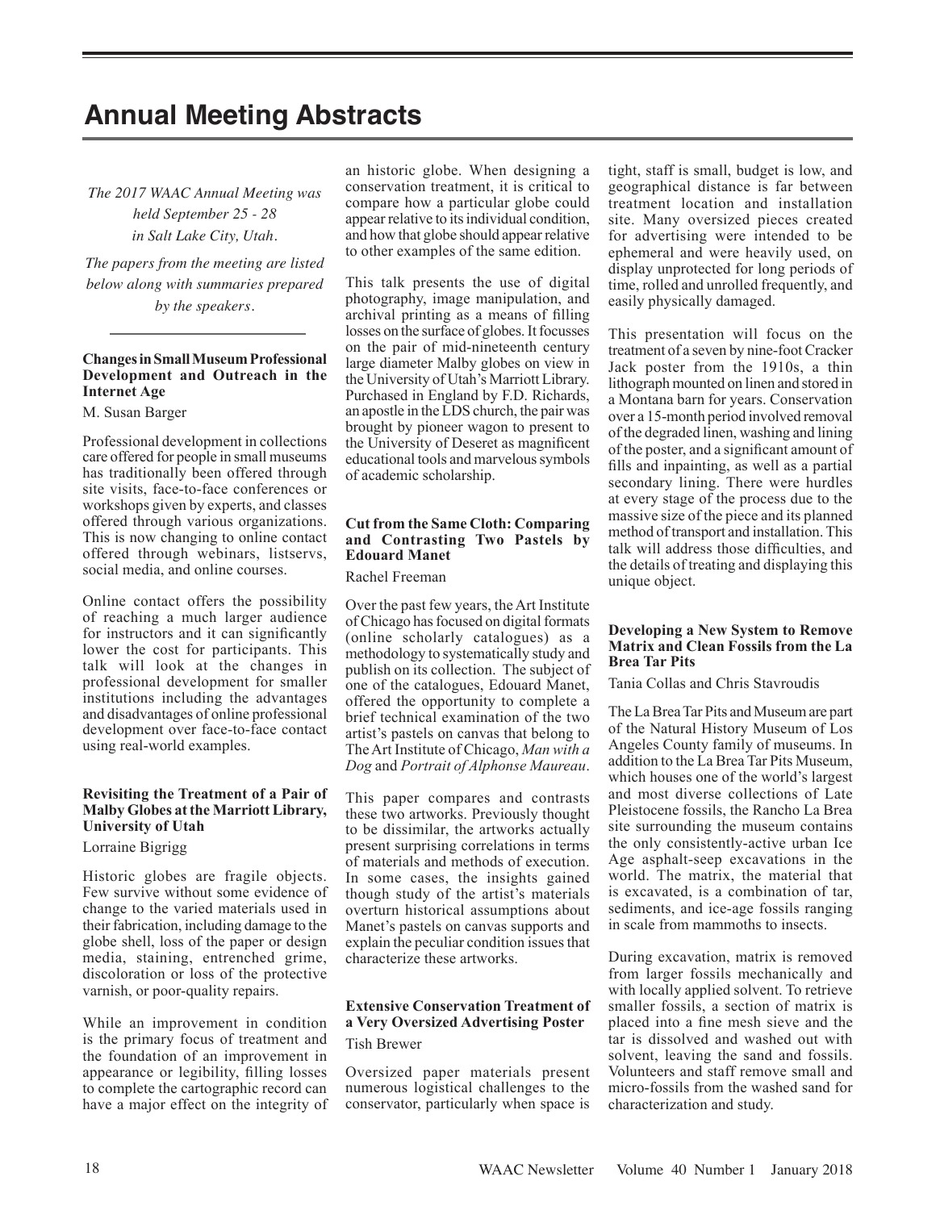# Annual Meeting Abstracts

*The 2017 WAAC Annual Meeting was held September 25 - 28 in Salt Lake City, Utah.*

*The papers from the meeting are listed below along with summaries prepared by the speakers.*

---

### Changes in Small Museum Professional Development and Outreach in the Internet Age

M. Susan Barger

Professional development in collections care offered for people in small museums has traditionally been offered through site visits, face-to-face conferences or workshops given by experts, and classes offered through various organizations. This is now changing to online contact offered through webinars, listservs, social media, and online courses.

Online contact offers the possibility of reaching a much larger audience for instructors and it can significantly lower the cost for participants. This talk will look at the changes in professional development for smaller institutions including the advantages and disadvantages of online professional development over face-to-face contact using real-world examples.

### Revisiting the Treatment of a Pair of Malby Globes at the Marriott Library, University of Utah

Lorraine Bigrigg

Historic globes are fragile objects. Few survive without some evidence of change to the varied materials used in their fabrication, including damage to the globe shell, loss of the paper or design media, staining, entrenched grime, discoloration or loss of the protective varnish, or poor-quality repairs.

While an improvement in condition is the primary focus of treatment and the foundation of an improvement in appearance or legibility, filling losses to complete the cartographic record can have a major effect on the integrity of an historic globe. When designing a conservation treatment, it is critical to compare how a particular globe could appear relative to its individual condition, and how that globe should appear relative to other examples of the same edition.

This talk presents the use of digital photography, image manipulation, and archival printing as a means of filling losses on the surface of globes. It focusses on the pair of mid-nineteenth century large diameter Malby globes on view in the University of Utah's Marriott Library. Purchased in England by F.D. Richards, an apostle in the LDS church, the pair was brought by pioneer wagon to present to the University of Deseret as magnificent educational tools and marvelous symbols of academic scholarship.

### Cut from the Same Cloth: Comparing and Contrasting Two Pastels by Edouard Manet

Rachel Freeman

Over the past few years, the Art Institute of Chicago has focused on digital formats (online scholarly catalogues) as a methodology to systematically study and publish on its collection. The subject of one of the catalogues, Edouard Manet, offered the opportunity to complete a brief technical examination of the two artist's pastels on canvas that belong to The Art Institute of Chicago, *Man with a Dog* and *Portrait of Alphonse Maureau*.

This paper compares and contrasts these two artworks. Previously thought to be dissimilar, the artworks actually present surprising correlations in terms of materials and methods of execution. In some cases, the insights gained though study of the artist's materials overturn historical assumptions about Manet's pastels on canvas supports and explain the peculiar condition issues that characterize these artworks.

### Extensive Conservation Treatment of a Very Oversized Advertising Poster

Tish Brewer

Oversized paper materials present numerous logistical challenges to the conservator, particularly when space is tight, staff is small, budget is low, and geographical distance is far between treatment location and installation site. Many oversized pieces created for advertising were intended to be ephemeral and were heavily used, on display unprotected for long periods of time, rolled and unrolled frequently, and easily physically damaged.

This presentation will focus on the treatment of a seven by nine-foot Cracker Jack poster from the 1910s, a thin lithograph mounted on linen and stored in a Montana barn for years. Conservation over a 15-month period involved removal of the degraded linen, washing and lining of the poster, and a significant amount of fills and inpainting, as well as a partial secondary lining. There were hurdles at every stage of the process due to the massive size of the piece and its planned method of transport and installation. This talk will address those difficulties, and the details of treating and displaying this unique object.

### Developing a New System to Remove Matrix and Clean Fossils from the La Brea Tar Pits

Tania Collas and Chris Stavroudis

The La Brea Tar Pits and Museum are part of the Natural History Museum of Los Angeles County family of museums. In addition to the La Brea Tar Pits Museum, which houses one of the world's largest and most diverse collections of Late Pleistocene fossils, the Rancho La Brea site surrounding the museum contains the only consistently-active urban Ice Age asphalt-seep excavations in the world. The matrix, the material that is excavated, is a combination of tar, sediments, and ice-age fossils ranging in scale from mammoths to insects.

During excavation, matrix is removed from larger fossils mechanically and with locally applied solvent. To retrieve smaller fossils, a section of matrix is placed into a fine mesh sieve and the tar is dissolved and washed out with solvent, leaving the sand and fossils. Volunteers and staff remove small and micro-fossils from the washed sand for characterization and study.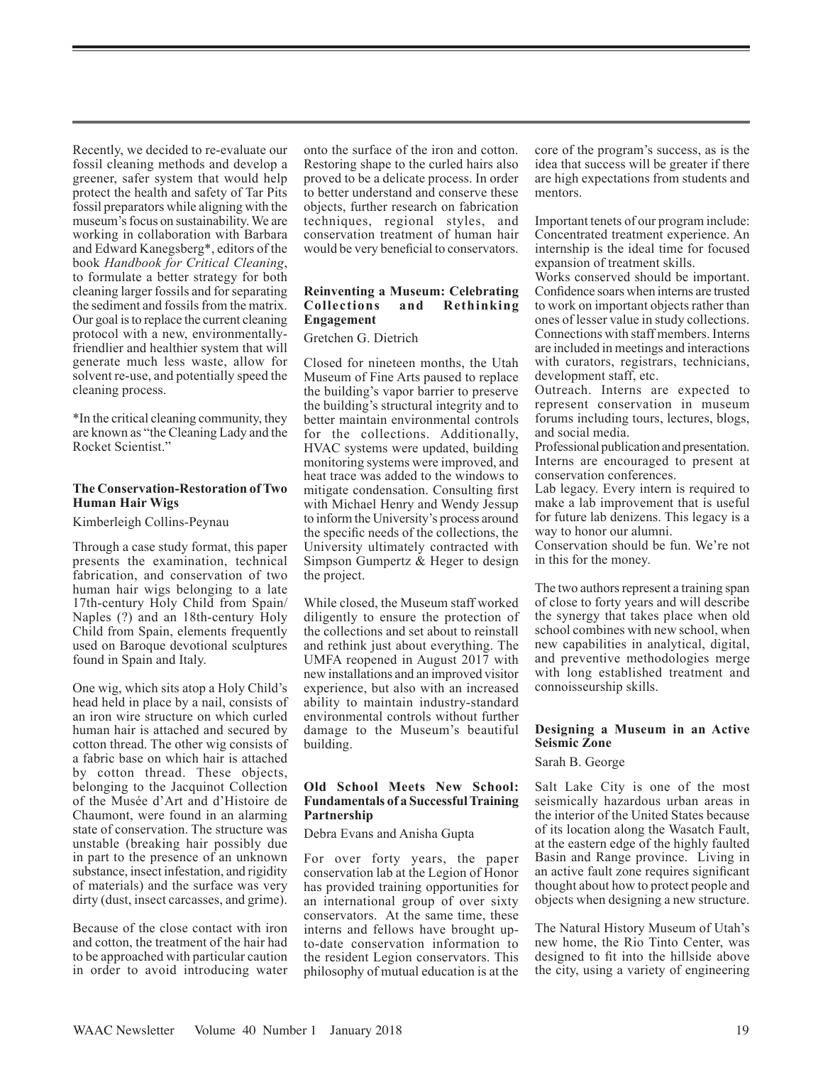Recently, we decided to re-evaluate our fossil cleaning methods and develop a greener, safer system that would help protect the health and safety of Tar Pits fossil preparators while aligning with the museum's focus on sustainability. We are working in collaboration with Barbara and Edward Kanegsberg*, editors of the book *Handbook for Critical Cleaning*, to formulate a better strategy for both cleaning larger fossils and for separating the sediment and fossils from the matrix. Our goal is to replace the current cleaning protocol with a new, environmentally-friendlier and healthier system that will generate much less waste, allow for solvent re-use, and potentially speed the cleaning process.

*In the critical cleaning community, they are known as "the Cleaning Lady and the Rocket Scientist."

### The Conservation-Restoration of Two Human Hair Wigs

Kimberleigh Collins-Peynau

Through a case study format, this paper presents the examination, technical fabrication, and conservation of two human hair wigs belonging to a late 17th-century Holy Child from Spain/Naples (?) and an 18th-century Holy Child from Spain, elements frequently used on Baroque devotional sculptures found in Spain and Italy.

One wig, which sits atop a Holy Child's head held in place by a nail, consists of an iron wire structure on which curled human hair is attached and secured by cotton thread. The other wig consists of a fabric base on which hair is attached by cotton thread. These objects, belonging to the Jacquinot Collection of the Musée d'Art and d'Histoire de Chaumont, were found in an alarming state of conservation. The structure was unstable (breaking hair possibly due in part to the presence of an unknown substance, insect infestation, and rigidity of materials) and the surface was very dirty (dust, insect carcasses, and grime).

Because of the close contact with iron and cotton, the treatment of the hair had to be approached with particular caution in order to avoid introducing water onto the surface of the iron and cotton. Restoring shape to the curled hairs also proved to be a delicate process. In order to better understand and conserve these objects, further research on fabrication techniques, regional styles, and conservation treatment of human hair would be very beneficial to conservators.

### Reinventing a Museum: Celebrating Collections and Rethinking Engagement

Gretchen G. Dietrich

Closed for nineteen months, the Utah Museum of Fine Arts paused to replace the building's vapor barrier to preserve the building's structural integrity and to better maintain environmental controls for the collections. Additionally, HVAC systems were updated, building monitoring systems were improved, and heat trace was added to the windows to mitigate condensation. Consulting first with Michael Henry and Wendy Jessup to inform the University's process around the specific needs of the collections, the University ultimately contracted with Simpson Gumpertz & Heger to design the project.

While closed, the Museum staff worked diligently to ensure the protection of the collections and set about to reinstall and rethink just about everything. The UMFA reopened in August 2017 with new installations and an improved visitor experience, but also with an increased ability to maintain industry-standard environmental controls without further damage to the Museum's beautiful building.

### Old School Meets New School: Fundamentals of a Successful Training Partnership

Debra Evans and Anisha Gupta

For over forty years, the paper conservation lab at the Legion of Honor has provided training opportunities for an international group of over sixty conservators. At the same time, these interns and fellows have brought up-to-date conservation information to the resident Legion conservators. This philosophy of mutual education is at the core of the program's success, as is the idea that success will be greater if there are high expectations from students and mentors.

Important tenets of our program include:
Concentrated treatment experience. An internship is the ideal time for focused expansion of treatment skills.
Works conserved should be important. Confidence soars when interns are trusted to work on important objects rather than ones of lesser value in study collections.
Connections with staff members. Interns are included in meetings and interactions with curators, registrars, technicians, development staff, etc.
Outreach. Interns are expected to represent conservation in museum forums including tours, lectures, blogs, and social media.
Professional publication and presentation. Interns are encouraged to present at conservation conferences.
Lab legacy. Every intern is required to make a lab improvement that is useful for future lab denizens. This legacy is a way to honor our alumni.
Conservation should be fun. We're not in this for the money.

The two authors represent a training span of close to forty years and will describe the synergy that takes place when old school combines with new school, when new capabilities in analytical, digital, and preventive methodologies merge with long established treatment and connoisseurship skills.

### Designing a Museum in an Active Seismic Zone

Sarah B. George

Salt Lake City is one of the most seismically hazardous urban areas in the interior of the United States because of its location along the Wasatch Fault, at the eastern edge of the highly faulted Basin and Range province. Living in an active fault zone requires significant thought about how to protect people and objects when designing a new structure.

The Natural History Museum of Utah's new home, the Rio Tinto Center, was designed to fit into the hillside above the city, using a variety of engineering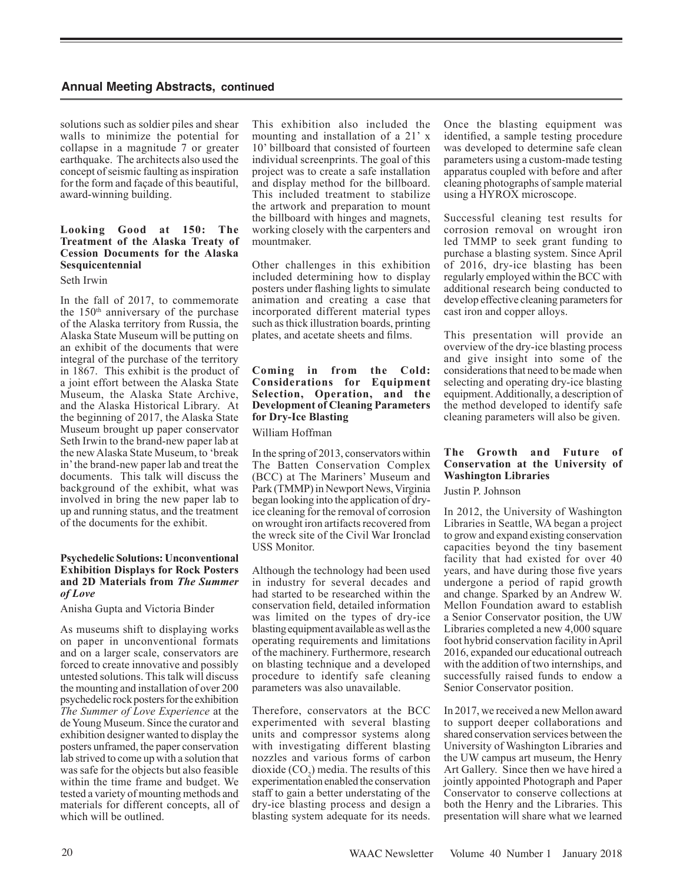solutions such as soldier piles and shear walls to minimize the potential for collapse in a magnitude 7 or greater earthquake. The architects also used the concept of seismic faulting as inspiration for the form and façade of this beautiful, award-winning building.

### Looking Good at 150: The Treatment of the Alaska Treaty of Cession Documents for the Alaska Sesquicentennial

Seth Irwin

In the fall of 2017, to commemorate the 150th anniversary of the purchase of the Alaska territory from Russia, the Alaska State Museum will be putting on an exhibit of the documents that were integral of the purchase of the territory in 1867. This exhibit is the product of a joint effort between the Alaska State Museum, the Alaska State Archive, and the Alaska Historical Library. At the beginning of 2017, the Alaska State Museum brought up paper conservator Seth Irwin to the brand-new paper lab at the new Alaska State Museum, to 'break in' the brand-new paper lab and treat the documents. This talk will discuss the background of the exhibit, what was involved in bring the new paper lab to up and running status, and the treatment of the documents for the exhibit.

### Psychedelic Solutions: Unconventional Exhibition Displays for Rock Posters and 2D Materials from *The Summer of Love*

Anisha Gupta and Victoria Binder

As museums shift to displaying works on paper in unconventional formats and on a larger scale, conservators are forced to create innovative and possibly untested solutions. This talk will discuss the mounting and installation of over 200 psychedelic rock posters for the exhibition *The Summer of Love Experience* at the de Young Museum. Since the curator and exhibition designer wanted to display the posters unframed, the paper conservation lab strived to come up with a solution that was safe for the objects but also feasible within the time frame and budget. We tested a variety of mounting methods and materials for different concepts, all of which will be outlined.

This exhibition also included the mounting and installation of a 21' x 10' billboard that consisted of fourteen individual screenprints. The goal of this project was to create a safe installation and display method for the billboard. This included treatment to stabilize the artwork and preparation to mount the billboard with hinges and magnets, working closely with the carpenters and mountmaker.

Other challenges in this exhibition included determining how to display posters under flashing lights to simulate animation and creating a case that incorporated different material types such as thick illustration boards, printing plates, and acetate sheets and films.

### Coming in from the Cold: Considerations for Equipment Selection, Operation, and the Development of Cleaning Parameters for Dry-Ice Blasting

William Hoffman

In the spring of 2013, conservators within The Batten Conservation Complex (BCC) at The Mariners' Museum and Park (TMMP) in Newport News, Virginia began looking into the application of dry-ice cleaning for the removal of corrosion on wrought iron artifacts recovered from the wreck site of the Civil War Ironclad USS Monitor.

Although the technology had been used in industry for several decades and had started to be researched within the conservation field, detailed information was limited on the types of dry-ice blasting equipment available as well as the operating requirements and limitations of the machinery. Furthermore, research on blasting technique and a developed procedure to identify safe cleaning parameters was also unavailable.

Therefore, conservators at the BCC experimented with several blasting units and compressor systems along with investigating different blasting nozzles and various forms of carbon dioxide ($CO_2$) media. The results of this experimentation enabled the conservation staff to gain a better understating of the dry-ice blasting process and design a blasting system adequate for its needs.

Once the blasting equipment was identified, a sample testing procedure was developed to determine safe clean parameters using a custom-made testing apparatus coupled with before and after cleaning photographs of sample material using a HYROX microscope.

Successful cleaning test results for corrosion removal on wrought iron led TMMP to seek grant funding to purchase a blasting system. Since April of 2016, dry-ice blasting has been regularly employed within the BCC with additional research being conducted to develop effective cleaning parameters for cast iron and copper alloys.

This presentation will provide an overview of the dry-ice blasting process and give insight into some of the considerations that need to be made when selecting and operating dry-ice blasting equipment. Additionally, a description of the method developed to identify safe cleaning parameters will also be given.

### The Growth and Future of Conservation at the University of Washington Libraries

Justin P. Johnson

In 2012, the University of Washington Libraries in Seattle, WA began a project to grow and expand existing conservation capacities beyond the tiny basement facility that had existed for over 40 years, and have during those five years undergone a period of rapid growth and change. Sparked by an Andrew W. Mellon Foundation award to establish a Senior Conservator position, the UW Libraries completed a new 4,000 square foot hybrid conservation facility in April 2016, expanded our educational outreach with the addition of two internships, and successfully raised funds to endow a Senior Conservator position.

In 2017, we received a new Mellon award to support deeper collaborations and shared conservation services between the University of Washington Libraries and the UW campus art museum, the Henry Art Gallery. Since then we have hired a jointly appointed Photograph and Paper Conservator to conserve collections at both the Henry and the Libraries. This presentation will share what we learned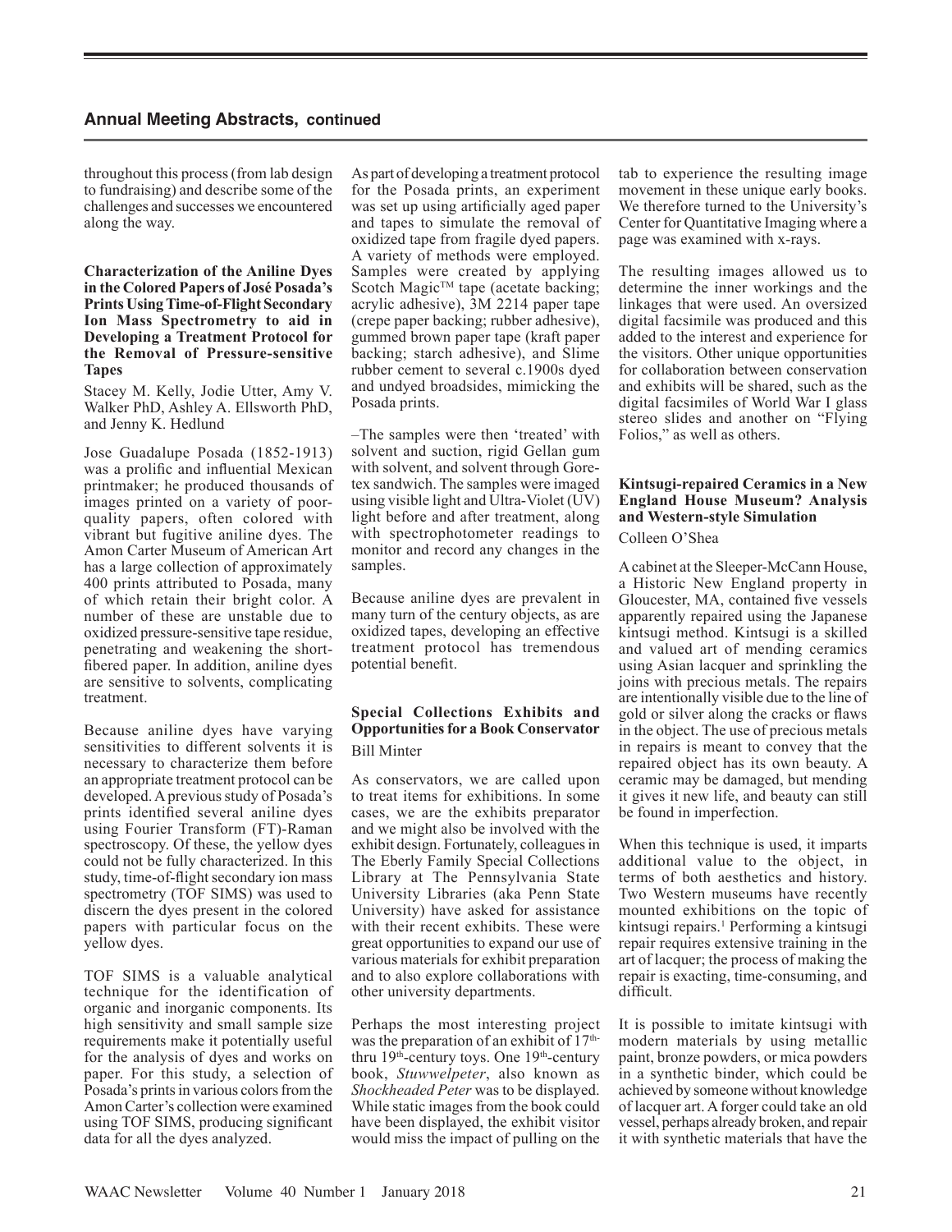## Annual Meeting Abstracts, continued

throughout this process (from lab design to fundraising) and describe some of the challenges and successes we encountered along the way.

### Characterization of the Aniline Dyes in the Colored Papers of José Posada's Prints Using Time-of-Flight Secondary Ion Mass Spectrometry to aid in Developing a Treatment Protocol for the Removal of Pressure-sensitive Tapes

Stacey M. Kelly, Jodie Utter, Amy V. Walker PhD, Ashley A. Ellsworth PhD, and Jenny K. Hedlund

Jose Guadalupe Posada (1852-1913) was a prolific and influential Mexican printmaker; he produced thousands of images printed on a variety of poor-quality papers, often colored with vibrant but fugitive aniline dyes. The Amon Carter Museum of American Art has a large collection of approximately 400 prints attributed to Posada, many of which retain their bright color. A number of these are unstable due to oxidized pressure-sensitive tape residue, penetrating and weakening the short-fibered paper. In addition, aniline dyes are sensitive to solvents, complicating treatment.

Because aniline dyes have varying sensitivities to different solvents it is necessary to characterize them before an appropriate treatment protocol can be developed. A previous study of Posada's prints identified several aniline dyes using Fourier Transform (FT)-Raman spectroscopy. Of these, the yellow dyes could not be fully characterized. In this study, time-of-flight secondary ion mass spectrometry (TOF SIMS) was used to discern the dyes present in the colored papers with particular focus on the yellow dyes.

TOF SIMS is a valuable analytical technique for the identification of organic and inorganic components. Its high sensitivity and small sample size requirements make it potentially useful for the analysis of dyes and works on paper. For this study, a selection of Posada's prints in various colors from the Amon Carter's collection were examined using TOF SIMS, producing significant data for all the dyes analyzed.

As part of developing a treatment protocol for the Posada prints, an experiment was set up using artificially aged paper and tapes to simulate the removal of oxidized tape from fragile dyed papers. A variety of methods were employed. Samples were created by applying Scotch Magic™ tape (acetate backing; acrylic adhesive), 3M 2214 paper tape (crepe paper backing; rubber adhesive), gummed brown paper tape (kraft paper backing; starch adhesive), and Slime rubber cement to several c.1900s dyed and undyed broadsides, mimicking the Posada prints.

–The samples were then 'treated' with solvent and suction, rigid Gellan gum with solvent, and solvent through Gore-tex sandwich. The samples were imaged using visible light and Ultra-Violet (UV) light before and after treatment, along with spectrophotometer readings to monitor and record any changes in the samples.

Because aniline dyes are prevalent in many turn of the century objects, as are oxidized tapes, developing an effective treatment protocol has tremendous potential benefit.

### Special Collections Exhibits and Opportunities for a Book Conservator

Bill Minter

As conservators, we are called upon to treat items for exhibitions. In some cases, we are the exhibits preparator and we might also be involved with the exhibit design. Fortunately, colleagues in The Eberly Family Special Collections Library at The Pennsylvania State University Libraries (aka Penn State University) have asked for assistance with their recent exhibits. These were great opportunities to expand our use of various materials for exhibit preparation and to also explore collaborations with other university departments.

Perhaps the most interesting project was the preparation of an exhibit of 17th-thru 19th-century toys. One 19th-century book, *Stuwwelpeter*, also known as *Shockheaded Peter* was to be displayed. While static images from the book could have been displayed, the exhibit visitor would miss the impact of pulling on the tab to experience the resulting image movement in these unique early books. We therefore turned to the University's Center for Quantitative Imaging where a page was examined with x-rays.

The resulting images allowed us to determine the inner workings and the linkages that were used. An oversized digital facsimile was produced and this added to the interest and experience for the visitors. Other unique opportunities for collaboration between conservation and exhibits will be shared, such as the digital facsimiles of World War I glass stereo slides and another on "Flying Folios," as well as others.

### Kintsugi-repaired Ceramics in a New England House Museum? Analysis and Western-style Simulation

Colleen O'Shea

A cabinet at the Sleeper-McCann House, a Historic New England property in Gloucester, MA, contained five vessels apparently repaired using the Japanese kintsugi method. Kintsugi is a skilled and valued art of mending ceramics using Asian lacquer and sprinkling the joins with precious metals. The repairs are intentionally visible due to the line of gold or silver along the cracks or flaws in the object. The use of precious metals in repairs is meant to convey that the repaired object has its own beauty. A ceramic may be damaged, but mending it gives it new life, and beauty can still be found in imperfection.

When this technique is used, it imparts additional value to the object, in terms of both aesthetics and history. Two Western museums have recently mounted exhibitions on the topic of kintsugi repairs.[1] Performing a kintsugi repair requires extensive training in the art of lacquer; the process of making the repair is exacting, time-consuming, and difficult.

It is possible to imitate kintsugi with modern materials by using metallic paint, bronze powders, or mica powders in a synthetic binder, which could be achieved by someone without knowledge of lacquer art. A forger could take an old vessel, perhaps already broken, and repair it with synthetic materials that have the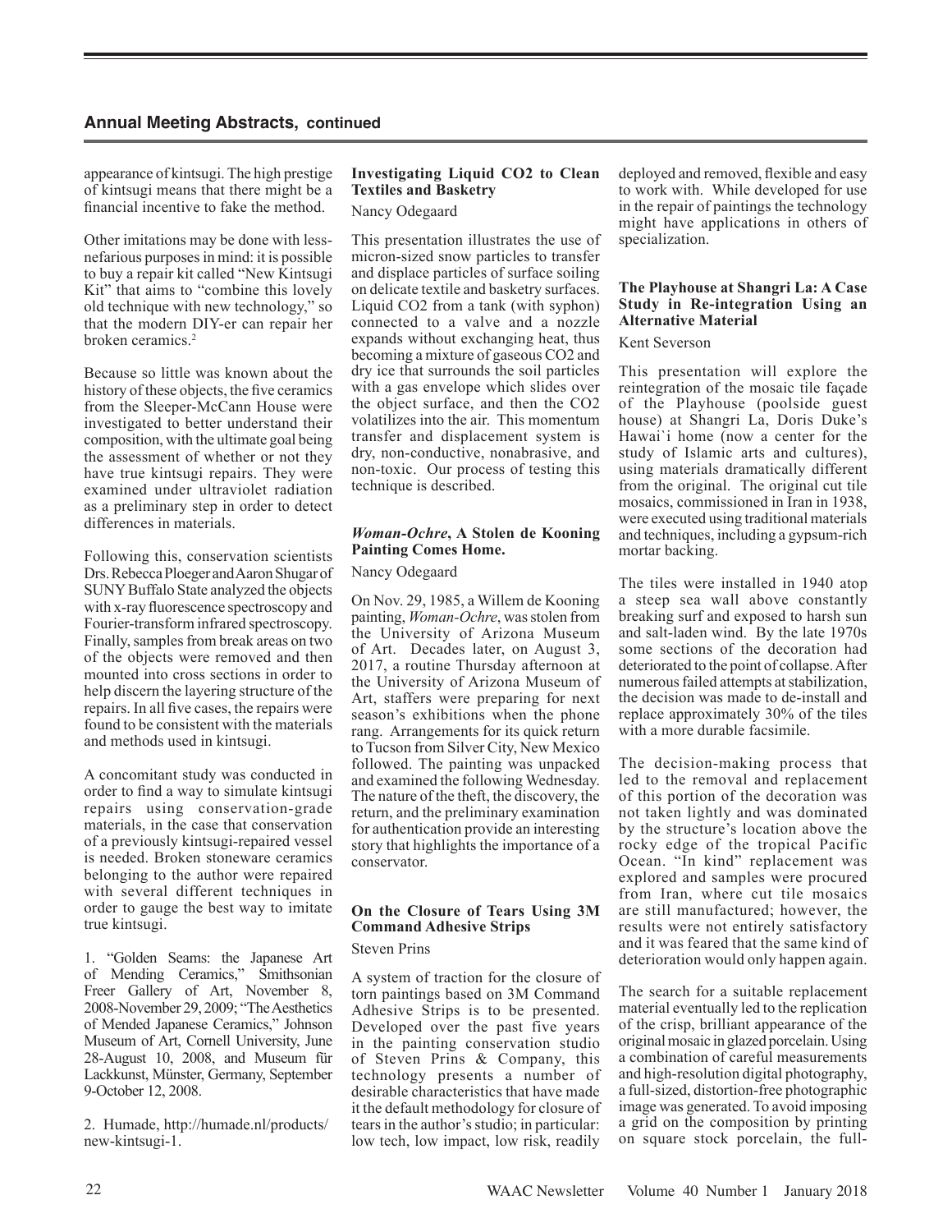appearance of kintsugi. The high prestige of kintsugi means that there might be a financial incentive to fake the method.

Other imitations may be done with less-nefarious purposes in mind: it is possible to buy a repair kit called "New Kintsugi Kit" that aims to "combine this lovely old technique with new technology," so that the modern DIY-er can repair her broken ceramics.[2]

Because so little was known about the history of these objects, the five ceramics from the Sleeper-McCann House were investigated to better understand their composition, with the ultimate goal being the assessment of whether or not they have true kintsugi repairs. They were examined under ultraviolet radiation as a preliminary step in order to detect differences in materials.

Following this, conservation scientists Drs. Rebecca Ploeger and Aaron Shugar of SUNY Buffalo State analyzed the objects with x-ray fluorescence spectroscopy and Fourier-transform infrared spectroscopy. Finally, samples from break areas on two of the objects were removed and then mounted into cross sections in order to help discern the layering structure of the repairs. In all five cases, the repairs were found to be consistent with the materials and methods used in kintsugi.

A concomitant study was conducted in order to find a way to simulate kintsugi repairs using conservation-grade materials, in the case that conservation of a previously kintsugi-repaired vessel is needed. Broken stoneware ceramics belonging to the author were repaired with several different techniques in order to gauge the best way to imitate true kintsugi.

1. "Golden Seams: the Japanese Art of Mending Ceramics," Smithsonian Freer Gallery of Art, November 8, 2008-November 29, 2009; "The Aesthetics of Mended Japanese Ceramics," Johnson Museum of Art, Cornell University, June 28-August 10, 2008, and Museum für Lackkunst, Münster, Germany, September 9-October 12, 2008.

2. Humade, http://humade.nl/products/new-kintsugi-1.

**Investigating Liquid CO2 to Clean Textiles and Basketry**

Nancy Odegaard

This presentation illustrates the use of micron-sized snow particles to transfer and displace particles of surface soiling on delicate textile and basketry surfaces. Liquid $CO_2$ from a tank (with syphon) connected to a valve and a nozzle expands without exchanging heat, thus becoming a mixture of gaseous $CO_2$ and dry ice that surrounds the soil particles with a gas envelope which slides over the object surface, and then the $CO_2$ volatilizes into the air. This momentum transfer and displacement system is dry, non-conductive, nonabrasive, and non-toxic. Our process of testing this technique is described.

***Woman-Ochre*, A Stolen de Kooning Painting Comes Home.**

Nancy Odegaard

On Nov. 29, 1985, a Willem de Kooning painting, *Woman-Ochre*, was stolen from the University of Arizona Museum of Art. Decades later, on August 3, 2017, a routine Thursday afternoon at the University of Arizona Museum of Art, staffers were preparing for next season's exhibitions when the phone rang. Arrangements for its quick return to Tucson from Silver City, New Mexico followed. The painting was unpacked and examined the following Wednesday. The nature of the theft, the discovery, the return, and the preliminary examination for authentication provide an interesting story that highlights the importance of a conservator.

**On the Closure of Tears Using 3M Command Adhesive Strips**

Steven Prins

A system of traction for the closure of torn paintings based on 3M Command Adhesive Strips is to be presented. Developed over the past five years in the painting conservation studio of Steven Prins & Company, this technology presents a number of desirable characteristics that have made it the default methodology for closure of tears in the author's studio; in particular: low tech, low impact, low risk, readily deployed and removed, flexible and easy to work with. While developed for use in the repair of paintings the technology might have applications in others of specialization.

**The Playhouse at Shangri La: A Case Study in Re-integration Using an Alternative Material**

Kent Severson

This presentation will explore the reintegration of the mosaic tile façade of the Playhouse (poolside guest house) at Shangri La, Doris Duke's Hawai`i home (now a center for the study of Islamic arts and cultures), using materials dramatically different from the original. The original cut tile mosaics, commissioned in Iran in 1938, were executed using traditional materials and techniques, including a gypsum-rich mortar backing.

The tiles were installed in 1940 atop a steep sea wall above constantly breaking surf and exposed to harsh sun and salt-laden wind. By the late 1970s some sections of the decoration had deteriorated to the point of collapse. After numerous failed attempts at stabilization, the decision was made to de-install and replace approximately 30% of the tiles with a more durable facsimile.

The decision-making process that led to the removal and replacement of this portion of the decoration was not taken lightly and was dominated by the structure's location above the rocky edge of the tropical Pacific Ocean. "In kind" replacement was explored and samples were procured from Iran, where cut tile mosaics are still manufactured; however, the results were not entirely satisfactory and it was feared that the same kind of deterioration would only happen again.

The search for a suitable replacement material eventually led to the replication of the crisp, brilliant appearance of the original mosaic in glazed porcelain. Using a combination of careful measurements and high-resolution digital photography, a full-sized, distortion-free photographic image was generated. To avoid imposing a grid on the composition by printing on square stock porcelain, the full-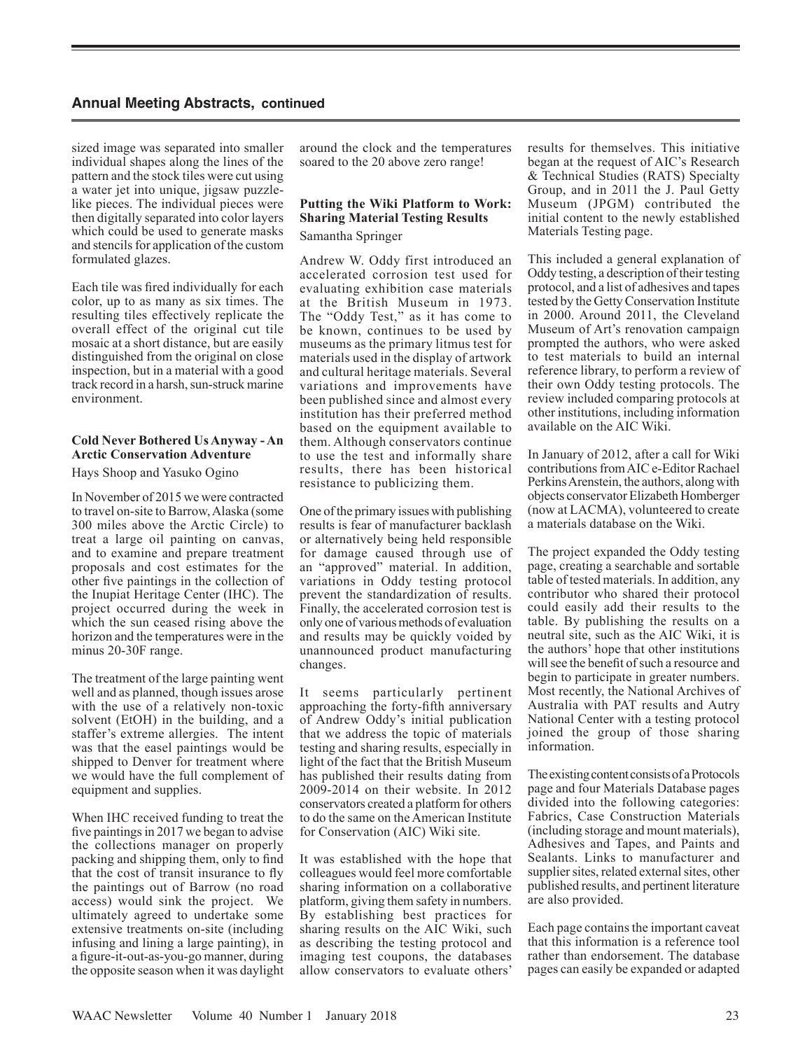sized image was separated into smaller individual shapes along the lines of the pattern and the stock tiles were cut using a water jet into unique, jigsaw puzzle-like pieces. The individual pieces were then digitally separated into color layers which could be used to generate masks and stencils for application of the custom formulated glazes.

Each tile was fired individually for each color, up to as many as six times. The resulting tiles effectively replicate the overall effect of the original cut tile mosaic at a short distance, but are easily distinguished from the original on close inspection, but in a material with a good track record in a harsh, sun-struck marine environment.

### Cold Never Bothered Us Anyway - An Arctic Conservation Adventure

Hays Shoop and Yasuko Ogino

In November of 2015 we were contracted to travel on-site to Barrow, Alaska (some 300 miles above the Arctic Circle) to treat a large oil painting on canvas, and to examine and prepare treatment proposals and cost estimates for the other five paintings in the collection of the Inupiat Heritage Center (IHC). The project occurred during the week in which the sun ceased rising above the horizon and the temperatures were in the minus 20-30F range.

The treatment of the large painting went well and as planned, though issues arose with the use of a relatively non-toxic solvent (EtOH) in the building, and a staffer's extreme allergies. The intent was that the easel paintings would be shipped to Denver for treatment where we would have the full complement of equipment and supplies.

When IHC received funding to treat the five paintings in 2017 we began to advise the collections manager on properly packing and shipping them, only to find that the cost of transit insurance to fly the paintings out of Barrow (no road access) would sink the project. We ultimately agreed to undertake some extensive treatments on-site (including infusing and lining a large painting), in a figure-it-out-as-you-go manner, during the opposite season when it was daylight around the clock and the temperatures soared to the 20 above zero range!

### Putting the Wiki Platform to Work: Sharing Material Testing Results

Samantha Springer

Andrew W. Oddy first introduced an accelerated corrosion test used for evaluating exhibition case materials at the British Museum in 1973. The "Oddy Test," as it has come to be known, continues to be used by museums as the primary litmus test for materials used in the display of artwork and cultural heritage materials. Several variations and improvements have been published since and almost every institution has their preferred method based on the equipment available to them. Although conservators continue to use the test and informally share results, there has been historical resistance to publicizing them.

One of the primary issues with publishing results is fear of manufacturer backlash or alternatively being held responsible for damage caused through use of an "approved" material. In addition, variations in Oddy testing protocol prevent the standardization of results. Finally, the accelerated corrosion test is only one of various methods of evaluation and results may be quickly voided by unannounced product manufacturing changes.

It seems particularly pertinent approaching the forty-fifth anniversary of Andrew Oddy's initial publication that we address the topic of materials testing and sharing results, especially in light of the fact that the British Museum has published their results dating from 2009-2014 on their website. In 2012 conservators created a platform for others to do the same on the American Institute for Conservation (AIC) Wiki site.

It was established with the hope that colleagues would feel more comfortable sharing information on a collaborative platform, giving them safety in numbers. By establishing best practices for sharing results on the AIC Wiki, such as describing the testing protocol and imaging test coupons, the databases allow conservators to evaluate others' results for themselves. This initiative began at the request of AIC's Research & Technical Studies (RATS) Specialty Group, and in 2011 the J. Paul Getty Museum (JPGM) contributed the initial content to the newly established Materials Testing page.

This included a general explanation of Oddy testing, a description of their testing protocol, and a list of adhesives and tapes tested by the Getty Conservation Institute in 2000. Around 2011, the Cleveland Museum of Art's renovation campaign prompted the authors, who were asked to test materials to build an internal reference library, to perform a review of their own Oddy testing protocols. The review included comparing protocols at other institutions, including information available on the AIC Wiki.

In January of 2012, after a call for Wiki contributions from AIC e-Editor Rachael Perkins Arenstein, the authors, along with objects conservator Elizabeth Homberger (now at LACMA), volunteered to create a materials database on the Wiki.

The project expanded the Oddy testing page, creating a searchable and sortable table of tested materials. In addition, any contributor who shared their protocol could easily add their results to the table. By publishing the results on a neutral site, such as the AIC Wiki, it is the authors' hope that other institutions will see the benefit of such a resource and begin to participate in greater numbers. Most recently, the National Archives of Australia with PAT results and Autry National Center with a testing protocol joined the group of those sharing information.

The existing content consists of a Protocols page and four Materials Database pages divided into the following categories: Fabrics, Case Construction Materials (including storage and mount materials), Adhesives and Tapes, and Paints and Sealants. Links to manufacturer and supplier sites, related external sites, other published results, and pertinent literature are also provided.

Each page contains the important caveat that this information is a reference tool rather than endorsement. The database pages can easily be expanded or adapted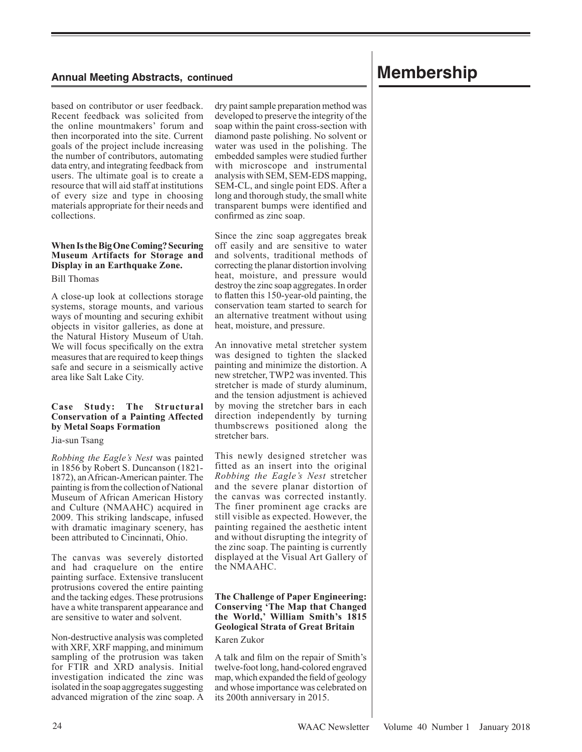## Annual Meeting Abstracts, continued

based on contributor or user feedback. Recent feedback was solicited from the online mountmakers' forum and then incorporated into the site. Current goals of the project include increasing the number of contributors, automating data entry, and integrating feedback from users. The ultimate goal is to create a resource that will aid staff at institutions of every size and type in choosing materials appropriate for their needs and collections.

**When Is the Big One Coming? Securing Museum Artifacts for Storage and Display in an Earthquake Zone.**

Bill Thomas

A close-up look at collections storage systems, storage mounts, and various ways of mounting and securing exhibit objects in visitor galleries, as done at the Natural History Museum of Utah. We will focus specifically on the extra measures that are required to keep things safe and secure in a seismically active area like Salt Lake City.

**Case Study: The Structural Conservation of a Painting Affected by Metal Soaps Formation**

Jia-sun Tsang

*Robbing the Eagle's Nest* was painted in 1856 by Robert S. Duncanson (1821-1872), an African-American painter. The painting is from the collection of National Museum of African American History and Culture (NMAAHC) acquired in 2009. This striking landscape, infused with dramatic imaginary scenery, has been attributed to Cincinnati, Ohio.

The canvas was severely distorted and had craquelure on the entire painting surface. Extensive translucent protrusions covered the entire painting and the tacking edges. These protrusions have a white transparent appearance and are sensitive to water and solvent.

Non-destructive analysis was completed with XRF, XRF mapping, and minimum sampling of the protrusion was taken for FTIR and XRD analysis. Initial investigation indicated the zinc was isolated in the soap aggregates suggesting advanced migration of the zinc soap. A dry paint sample preparation method was developed to preserve the integrity of the soap within the paint cross-section with diamond paste polishing. No solvent or water was used in the polishing. The embedded samples were studied further with microscope and instrumental analysis with SEM, SEM-EDS mapping, SEM-CL, and single point EDS. After a long and thorough study, the small white transparent bumps were identified and confirmed as zinc soap.

Since the zinc soap aggregates break off easily and are sensitive to water and solvents, traditional methods of correcting the planar distortion involving heat, moisture, and pressure would destroy the zinc soap aggregates. In order to flatten this 150-year-old painting, the conservation team started to search for an alternative treatment without using heat, moisture, and pressure.

An innovative metal stretcher system was designed to tighten the slacked painting and minimize the distortion. A new stretcher, TWP2 was invented. This stretcher is made of sturdy aluminum, and the tension adjustment is achieved by moving the stretcher bars in each direction independently by turning thumbscrews positioned along the stretcher bars.

This newly designed stretcher was fitted as an insert into the original *Robbing the Eagle's Nest* stretcher and the severe planar distortion of the canvas was corrected instantly. The finer prominent age cracks are still visible as expected. However, the painting regained the aesthetic intent and without disrupting the integrity of the zinc soap. The painting is currently displayed at the Visual Art Gallery of the NMAAHC.

**The Challenge of Paper Engineering: Conserving 'The Map that Changed the World,' William Smith's 1815 Geological Strata of Great Britain**

Karen Zukor

A talk and film on the repair of Smith's twelve-foot long, hand-colored engraved map, which expanded the field of geology and whose importance was celebrated on its 200th anniversary in 2015.

# Membership